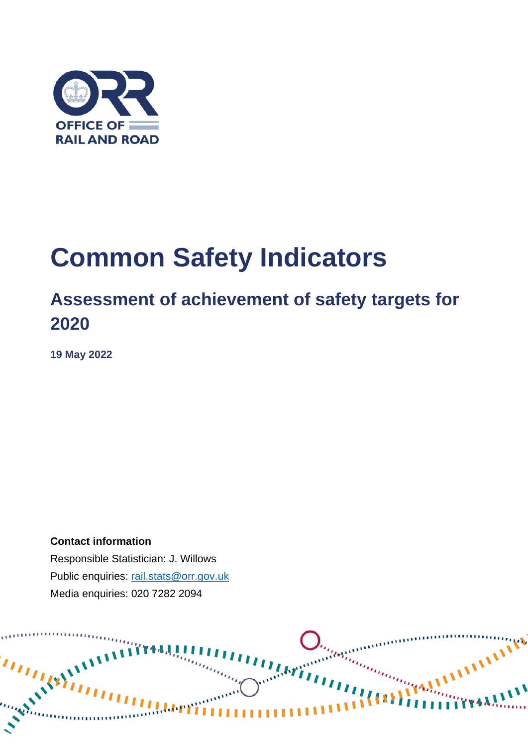OFFICE OF RAIL AND ROAD

# Common Safety Indicators

## Assessment of achievement of safety targets for 2020

**19 May 2022**

**Contact information**

Responsible Statistician: J. Willows

Public enquiries: [rail.stats@orr.gov.uk](mailto:rail.stats@orr.gov.uk)

Media enquiries: 020 7282 2094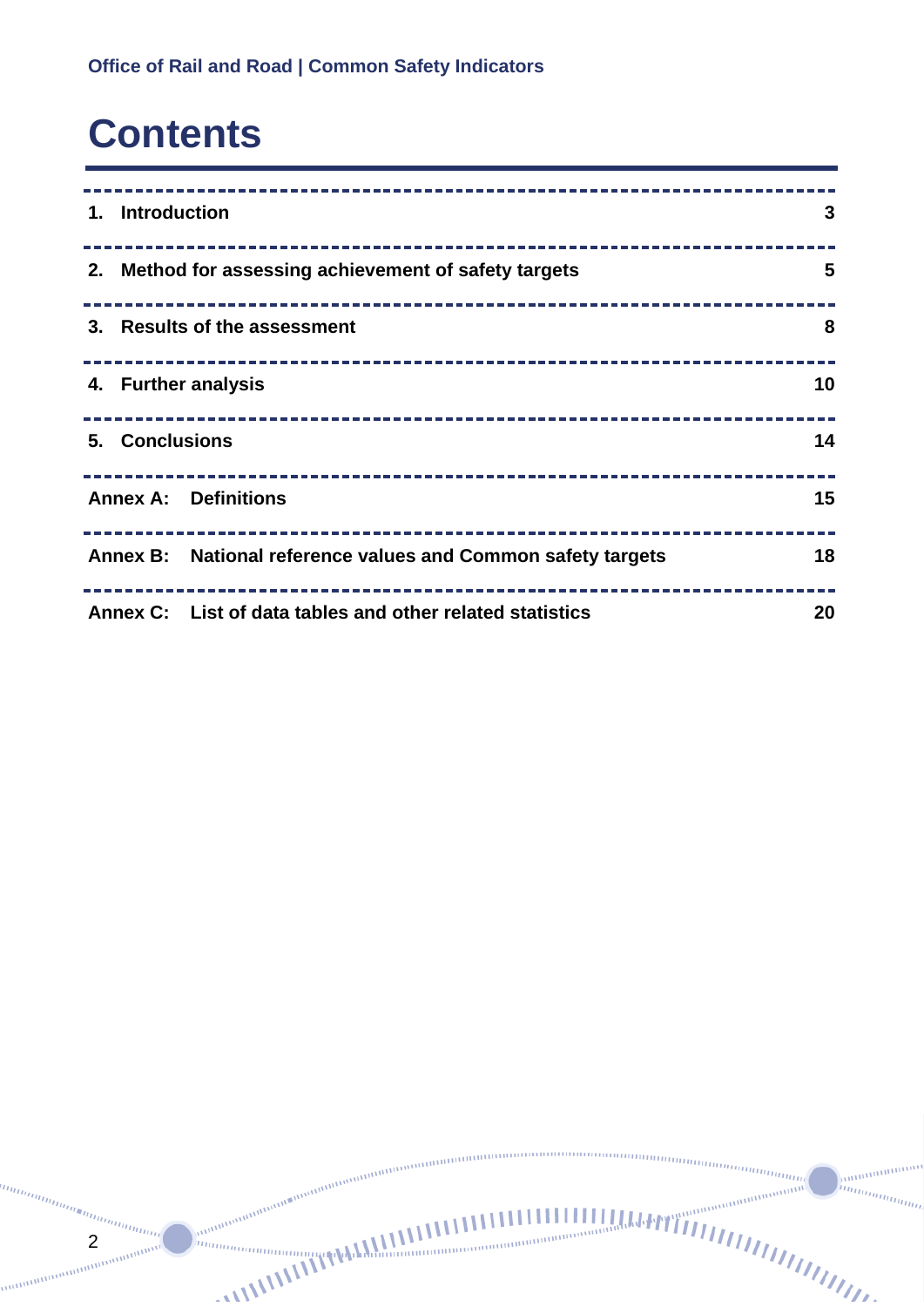# Contents

| | |
|---|---|
| 1. Introduction | 3 |
| 2. Method for assessing achievement of safety targets | 5 |
| 3. Results of the assessment | 8 |
| 4. Further analysis | 10 |
| 5. Conclusions | 14 |
| Annex A: Definitions | 15 |
| Annex B: National reference values and Common safety targets | 18 |
| Annex C: List of data tables and other related statistics | 20 |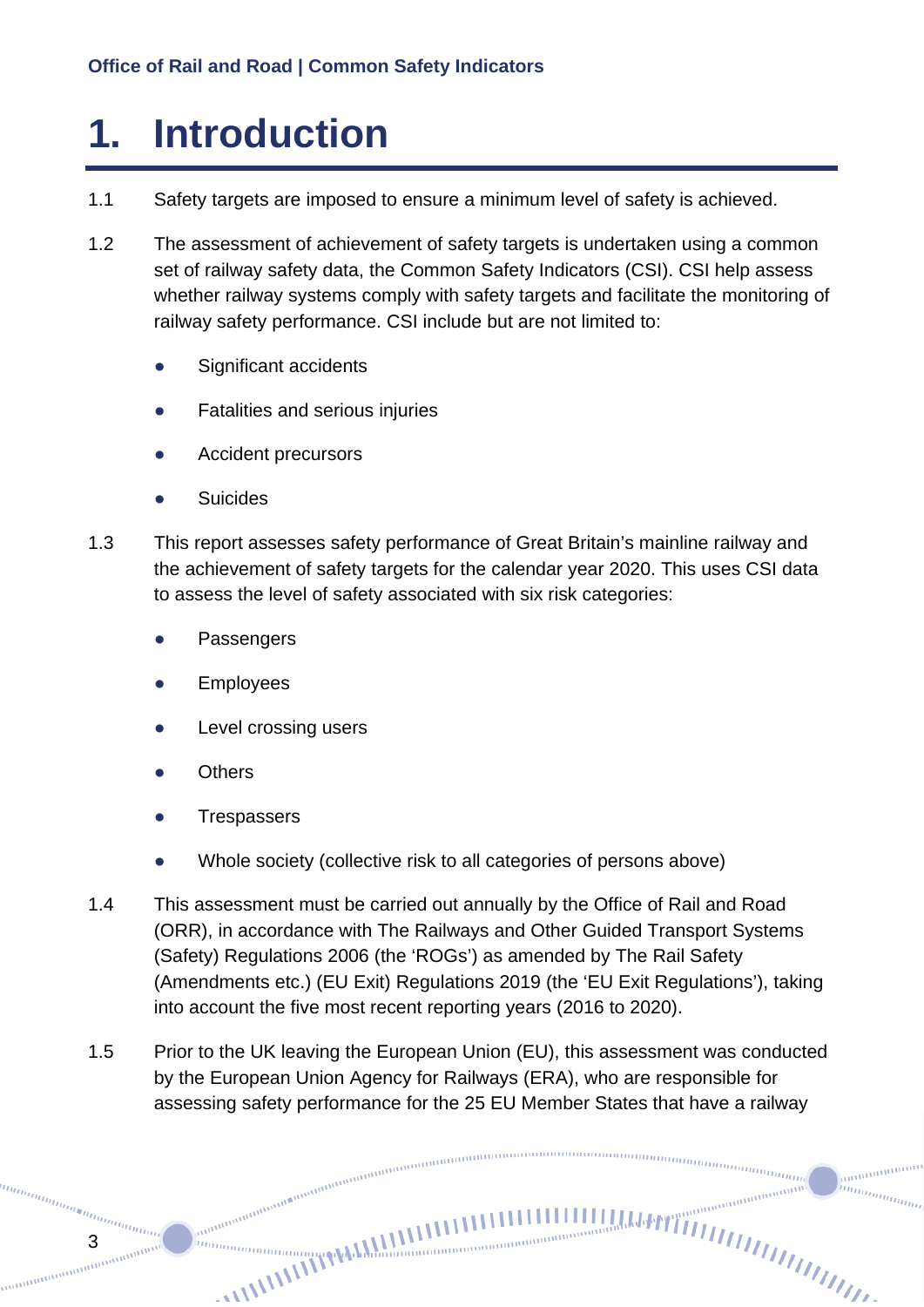# 1. Introduction

1.1 Safety targets are imposed to ensure a minimum level of safety is achieved.

1.2 The assessment of achievement of safety targets is undertaken using a common set of railway safety data, the Common Safety Indicators (CSI). CSI help assess whether railway systems comply with safety targets and facilitate the monitoring of railway safety performance. CSI include but are not limited to:

- Significant accidents
- Fatalities and serious injuries
- Accident precursors
- Suicides

1.3 This report assesses safety performance of Great Britain's mainline railway and the achievement of safety targets for the calendar year 2020. This uses CSI data to assess the level of safety associated with six risk categories:

- Passengers
- Employees
- Level crossing users
- Others
- Trespassers
- Whole society (collective risk to all categories of persons above)

1.4 This assessment must be carried out annually by the Office of Rail and Road (ORR), in accordance with The Railways and Other Guided Transport Systems (Safety) Regulations 2006 (the 'ROGs') as amended by The Rail Safety (Amendments etc.) (EU Exit) Regulations 2019 (the 'EU Exit Regulations'), taking into account the five most recent reporting years (2016 to 2020).

1.5 Prior to the UK leaving the European Union (EU), this assessment was conducted by the European Union Agency for Railways (ERA), who are responsible for assessing safety performance for the 25 EU Member States that have a railway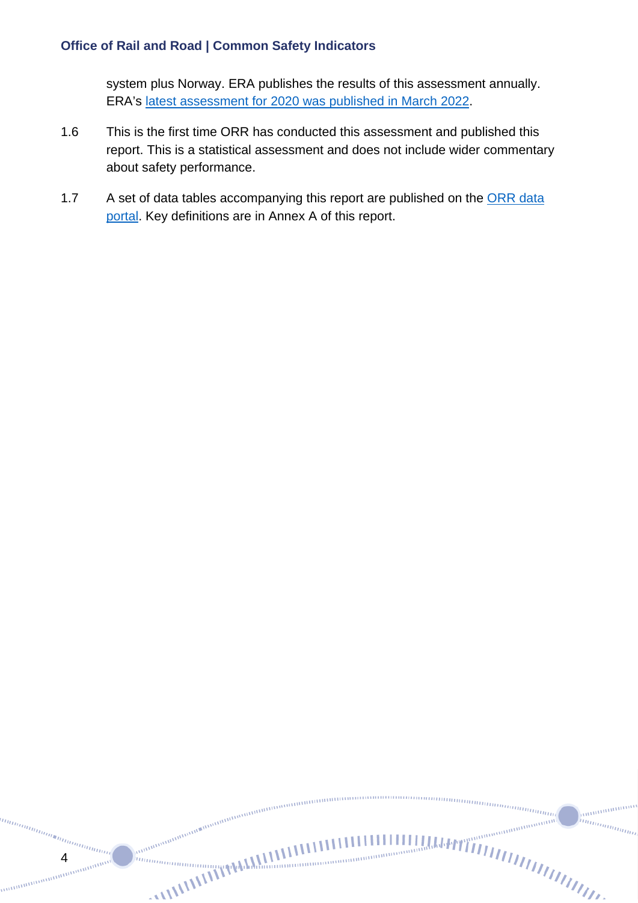system plus Norway. ERA publishes the results of this assessment annually. ERA's [latest assessment for 2020 was published in March 2022](#).

1.6 This is the first time ORR has conducted this assessment and published this report. This is a statistical assessment and does not include wider commentary about safety performance.

1.7 A set of data tables accompanying this report are published on the [ORR data portal](#). Key definitions are in Annex A of this report.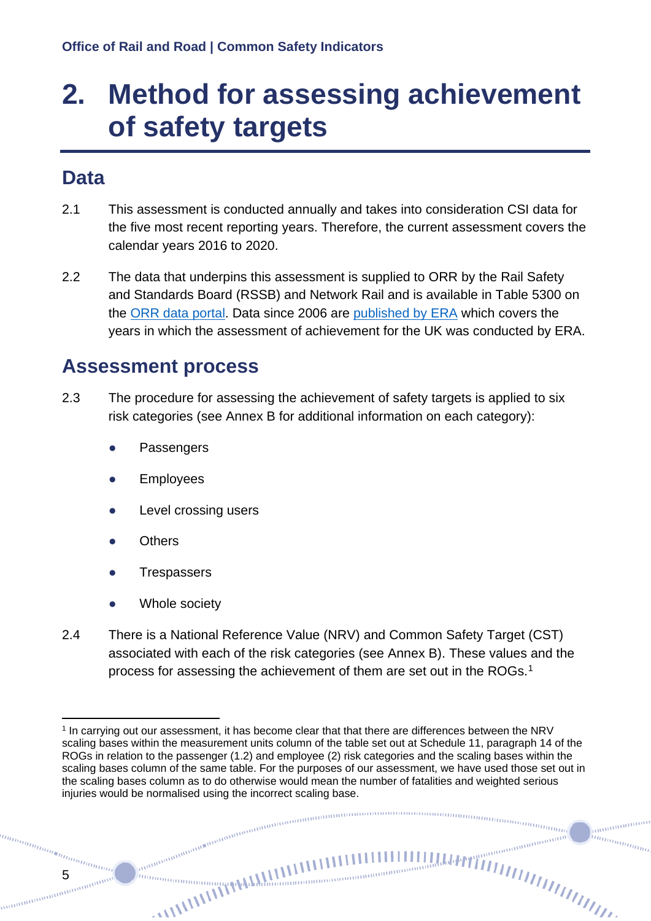# 2. Method for assessing achievement of safety targets

## Data

2.1 This assessment is conducted annually and takes into consideration CSI data for the five most recent reporting years. Therefore, the current assessment covers the calendar years 2016 to 2020.

2.2 The data that underpins this assessment is supplied to ORR by the Rail Safety and Standards Board (RSSB) and Network Rail and is available in Table 5300 on the ORR data portal. Data since 2006 are published by ERA which covers the years in which the assessment of achievement for the UK was conducted by ERA.

## Assessment process

2.3 The procedure for assessing the achievement of safety targets is applied to six risk categories (see Annex B for additional information on each category):

- Passengers
- Employees
- Level crossing users
- Others
- Trespassers
- Whole society

2.4 There is a National Reference Value (NRV) and Common Safety Target (CST) associated with each of the risk categories (see Annex B). These values and the process for assessing the achievement of them are set out in the ROGs.[1]

[1] In carrying out our assessment, it has become clear that that there are differences between the NRV scaling bases within the measurement units column of the table set out at Schedule 11, paragraph 14 of the ROGs in relation to the passenger (1.2) and employee (2) risk categories and the scaling bases within the scaling bases column of the same table. For the purposes of our assessment, we have used those set out in the scaling bases column as to do otherwise would mean the number of fatalities and weighted serious injuries would be normalised using the incorrect scaling base.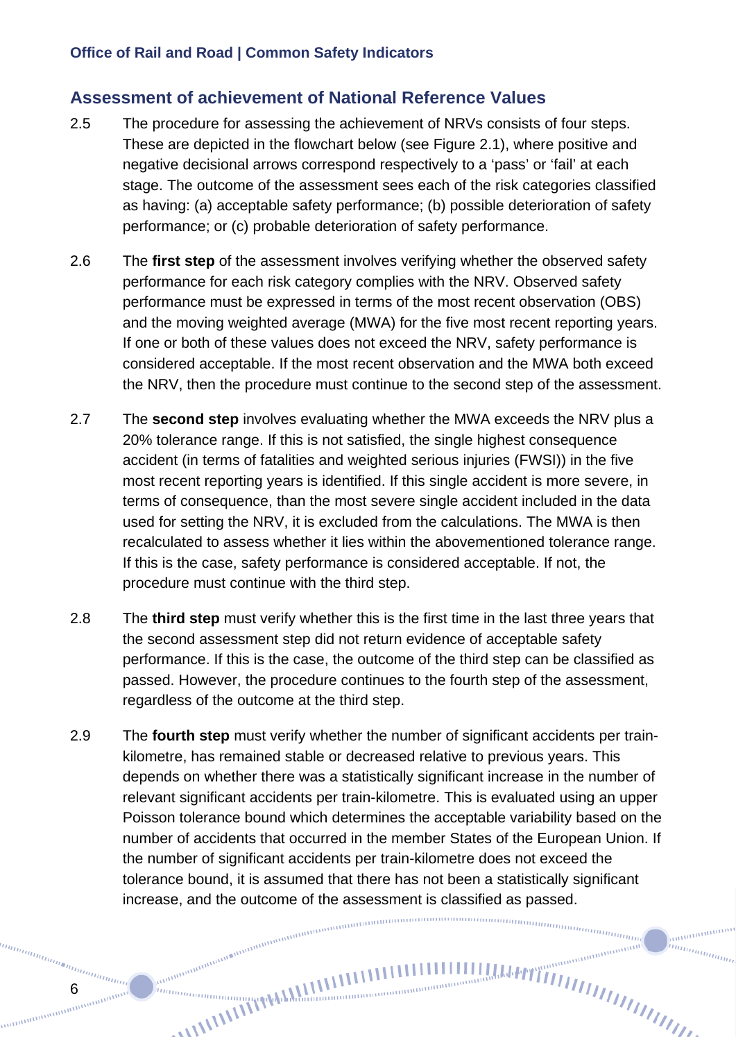## Assessment of achievement of National Reference Values

2.5 The procedure for assessing the achievement of NRVs consists of four steps. These are depicted in the flowchart below (see Figure 2.1), where positive and negative decisional arrows correspond respectively to a 'pass' or 'fail' at each stage. The outcome of the assessment sees each of the risk categories classified as having: (a) acceptable safety performance; (b) possible deterioration of safety performance; or (c) probable deterioration of safety performance.

2.6 The **first step** of the assessment involves verifying whether the observed safety performance for each risk category complies with the NRV. Observed safety performance must be expressed in terms of the most recent observation (OBS) and the moving weighted average (MWA) for the five most recent reporting years. If one or both of these values does not exceed the NRV, safety performance is considered acceptable. If the most recent observation and the MWA both exceed the NRV, then the procedure must continue to the second step of the assessment.

2.7 The **second step** involves evaluating whether the MWA exceeds the NRV plus a 20% tolerance range. If this is not satisfied, the single highest consequence accident (in terms of fatalities and weighted serious injuries (FWSI)) in the five most recent reporting years is identified. If this single accident is more severe, in terms of consequence, than the most severe single accident included in the data used for setting the NRV, it is excluded from the calculations. The MWA is then recalculated to assess whether it lies within the abovementioned tolerance range. If this is the case, safety performance is considered acceptable. If not, the procedure must continue with the third step.

2.8 The **third step** must verify whether this is the first time in the last three years that the second assessment step did not return evidence of acceptable safety performance. If this is the case, the outcome of the third step can be classified as passed. However, the procedure continues to the fourth step of the assessment, regardless of the outcome at the third step.

2.9 The **fourth step** must verify whether the number of significant accidents per train-kilometre, has remained stable or decreased relative to previous years. This depends on whether there was a statistically significant increase in the number of relevant significant accidents per train-kilometre. This is evaluated using an upper Poisson tolerance bound which determines the acceptable variability based on the number of accidents that occurred in the member States of the European Union. If the number of significant accidents per train-kilometre does not exceed the tolerance bound, it is assumed that there has not been a statistically significant increase, and the outcome of the assessment is classified as passed.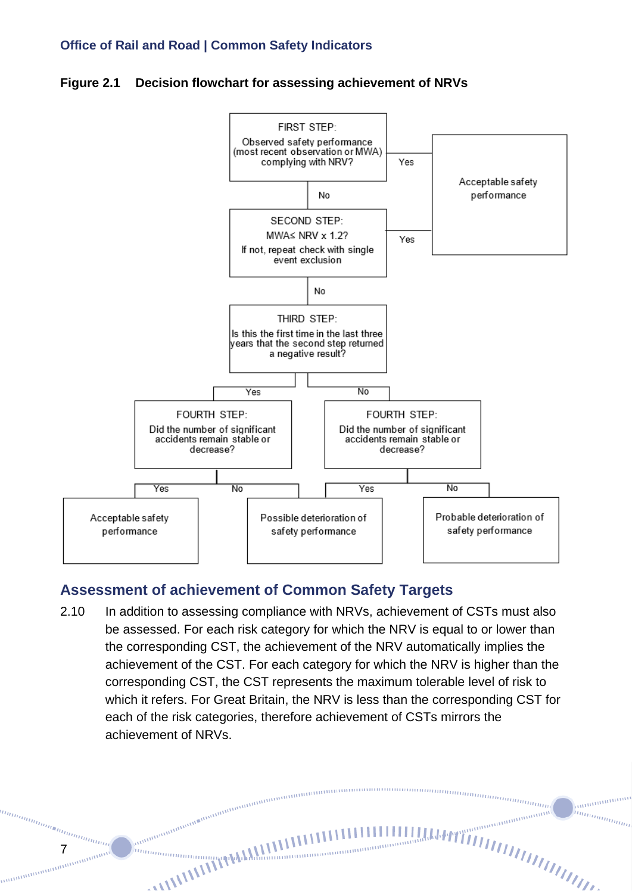**Figure 2.1 Decision flowchart for assessing achievement of NRVs**

FIRST STEP:
Observed safety performance (most recent observation or MWA) complying with NRV?

Yes → Acceptable safety performance

No ↓

SECOND STEP:
MWA≤ NRV x 1.2?
If not, repeat check with single event exclusion

Yes → Acceptable safety performance

No ↓

THIRD STEP:
Is this the first time in the last three years that the second step returned a negative result?

Yes → FOURTH STEP: Did the number of significant accidents remain stable or decrease?
- Yes → Acceptable safety performance
- No → Possible deterioration of safety performance

No → FOURTH STEP: Did the number of significant accidents remain stable or decrease?
- Yes → Possible deterioration of safety performance
- No → Probable deterioration of safety performance

## Assessment of achievement of Common Safety Targets

2.10 In addition to assessing compliance with NRVs, achievement of CSTs must also be assessed. For each risk category for which the NRV is equal to or lower than the corresponding CST, the achievement of the NRV automatically implies the achievement of the CST. For each category for which the NRV is higher than the corresponding CST, the CST represents the maximum tolerable level of risk to which it refers. For Great Britain, the NRV is less than the corresponding CST for each of the risk categories, therefore achievement of CSTs mirrors the achievement of NRVs.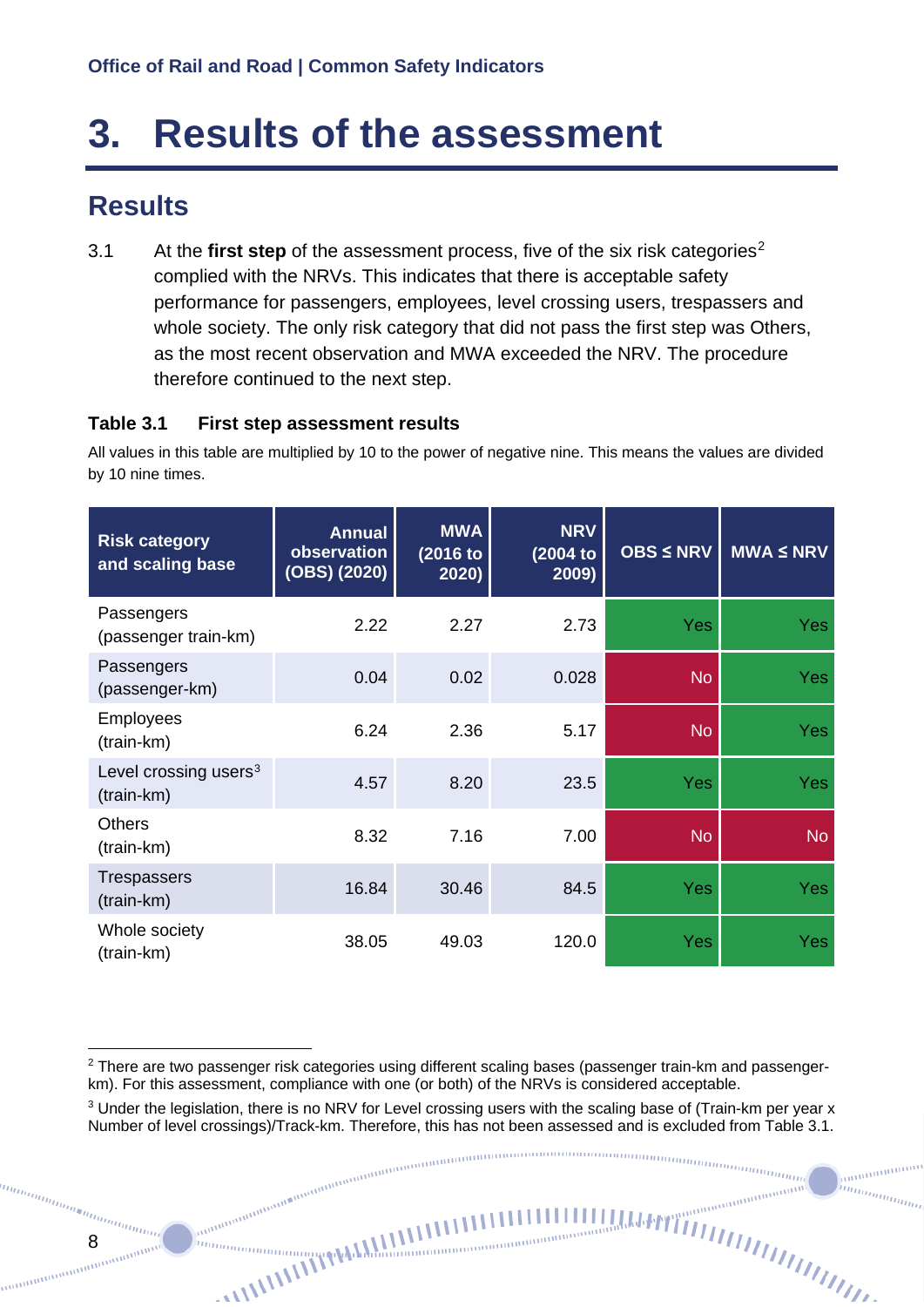# 3. Results of the assessment

## Results

3.1 At the **first step** of the assessment process, five of the six risk categories[2] complied with the NRVs. This indicates that there is acceptable safety performance for passengers, employees, level crossing users, trespassers and whole society. The only risk category that did not pass the first step was Others, as the most recent observation and MWA exceeded the NRV. The procedure therefore continued to the next step.

### Table 3.1 First step assessment results

All values in this table are multiplied by 10 to the power of negative nine. This means the values are divided by 10 nine times.

| Risk category and scaling base | Annual observation (OBS) (2020) | MWA (2016 to 2020) | NRV (2004 to 2009) | OBS ≤ NRV | MWA ≤ NRV |
|---|---|---|---|---|---|
| Passengers (passenger train-km) | 2.22 | 2.27 | 2.73 | Yes | Yes |
| Passengers (passenger-km) | 0.04 | 0.02 | 0.028 | No | Yes |
| Employees (train-km) | 6.24 | 2.36 | 5.17 | No | Yes |
| Level crossing users[3] (train-km) | 4.57 | 8.20 | 23.5 | Yes | Yes |
| Others (train-km) | 8.32 | 7.16 | 7.00 | No | No |
| Trespassers (train-km) | 16.84 | 30.46 | 84.5 | Yes | Yes |
| Whole society (train-km) | 38.05 | 49.03 | 120.0 | Yes | Yes |

[2] There are two passenger risk categories using different scaling bases (passenger train-km and passenger-km). For this assessment, compliance with one (or both) of the NRVs is considered acceptable.

[3] Under the legislation, there is no NRV for Level crossing users with the scaling base of (Train-km per year x Number of level crossings)/Track-km. Therefore, this has not been assessed and is excluded from Table 3.1.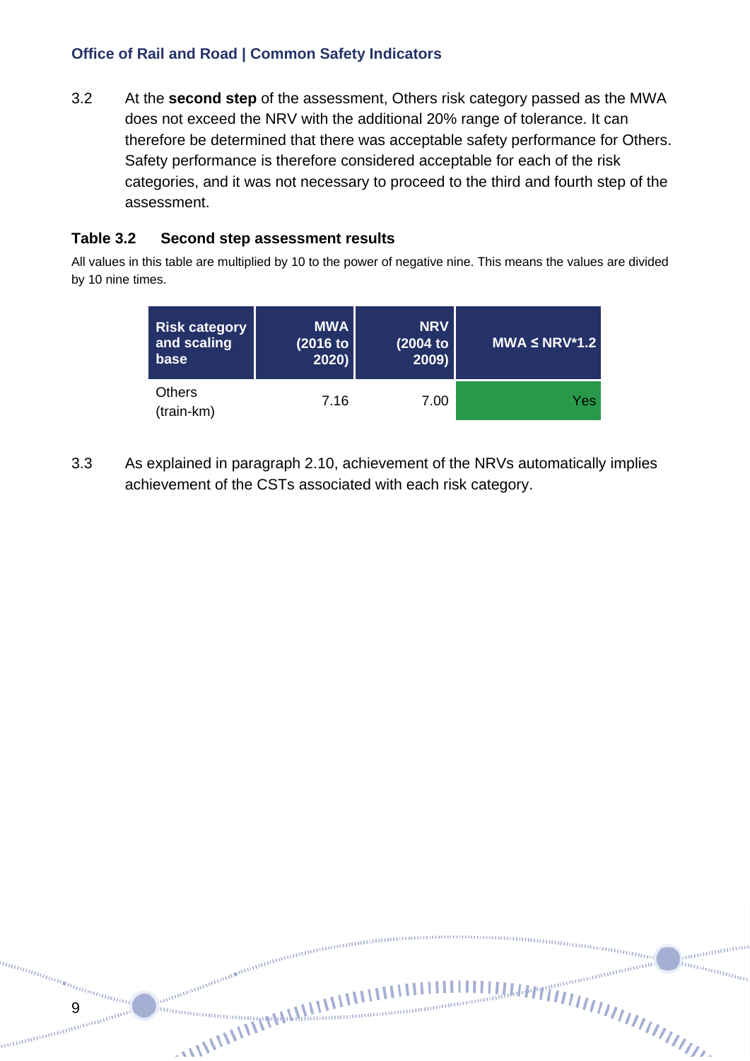3.2 At the **second step** of the assessment, Others risk category passed as the MWA does not exceed the NRV with the additional 20% range of tolerance. It can therefore be determined that there was acceptable safety performance for Others. Safety performance is therefore considered acceptable for each of the risk categories, and it was not necessary to proceed to the third and fourth step of the assessment.

### Table 3.2 Second step assessment results

All values in this table are multiplied by 10 to the power of negative nine. This means the values are divided by 10 nine times.

| Risk category and scaling base | MWA (2016 to 2020) | NRV (2004 to 2009) | MWA ≤ NRV*1.2 |
|---|---|---|---|
| Others (train-km) | 7.16 | 7.00 | Yes |

3.3 As explained in paragraph 2.10, achievement of the NRVs automatically implies achievement of the CSTs associated with each risk category.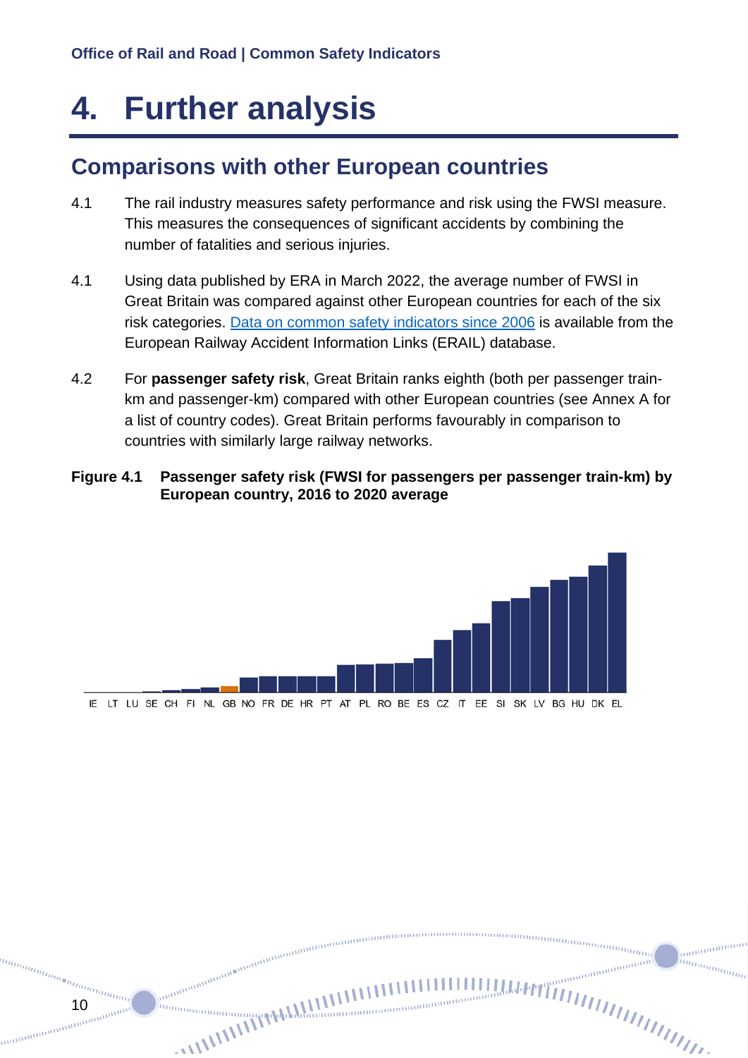# 4. Further analysis

## Comparisons with other European countries

4.1 The rail industry measures safety performance and risk using the FWSI measure. This measures the consequences of significant accidents by combining the number of fatalities and serious injuries.

4.1 Using data published by ERA in March 2022, the average number of FWSI in Great Britain was compared against other European countries for each of the six risk categories. [Data on common safety indicators since 2006](#) is available from the European Railway Accident Information Links (ERAIL) database.

4.2 For **passenger safety risk**, Great Britain ranks eighth (both per passenger train-km and passenger-km) compared with other European countries (see Annex A for a list of country codes). Great Britain performs favourably in comparison to countries with similarly large railway networks.

**Figure 4.1 Passenger safety risk (FWSI for passengers per passenger train-km) by European country, 2016 to 2020 average**

IE LT LU SE CH FI NL GB NO FR DE HR PT AT PL RO BE ES CZ IT EE SI SK LV BG HU DK EL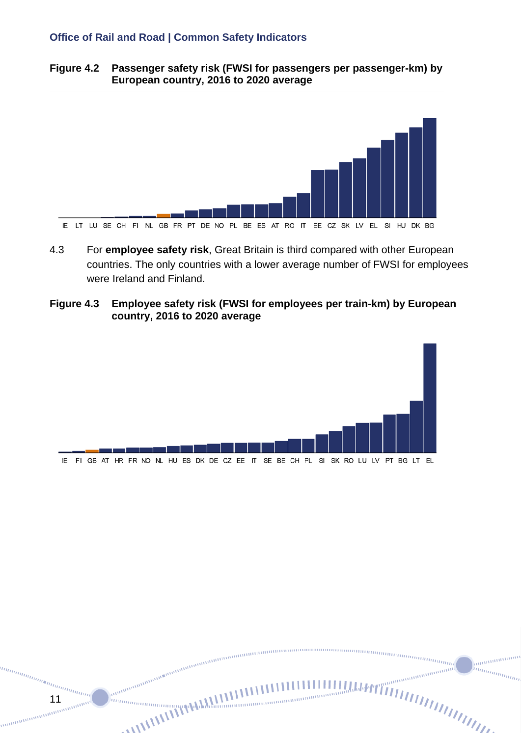**Figure 4.2 Passenger safety risk (FWSI for passengers per passenger-km) by European country, 2016 to 2020 average**

IE LT LU SE CH FI NL GB FR PT DE NO PL BE ES AT RO IT EE CZ SK LV EL SI HU DK BG

4.3 For **employee safety risk**, Great Britain is third compared with other European countries. The only countries with a lower average number of FWSI for employees were Ireland and Finland.

**Figure 4.3 Employee safety risk (FWSI for employees per train-km) by European country, 2016 to 2020 average**

IE FI GB AT HR FR NO NL HU ES DK DE CZ EE IT SE BE CH PL SI SK RO LU LV PT BG LT EL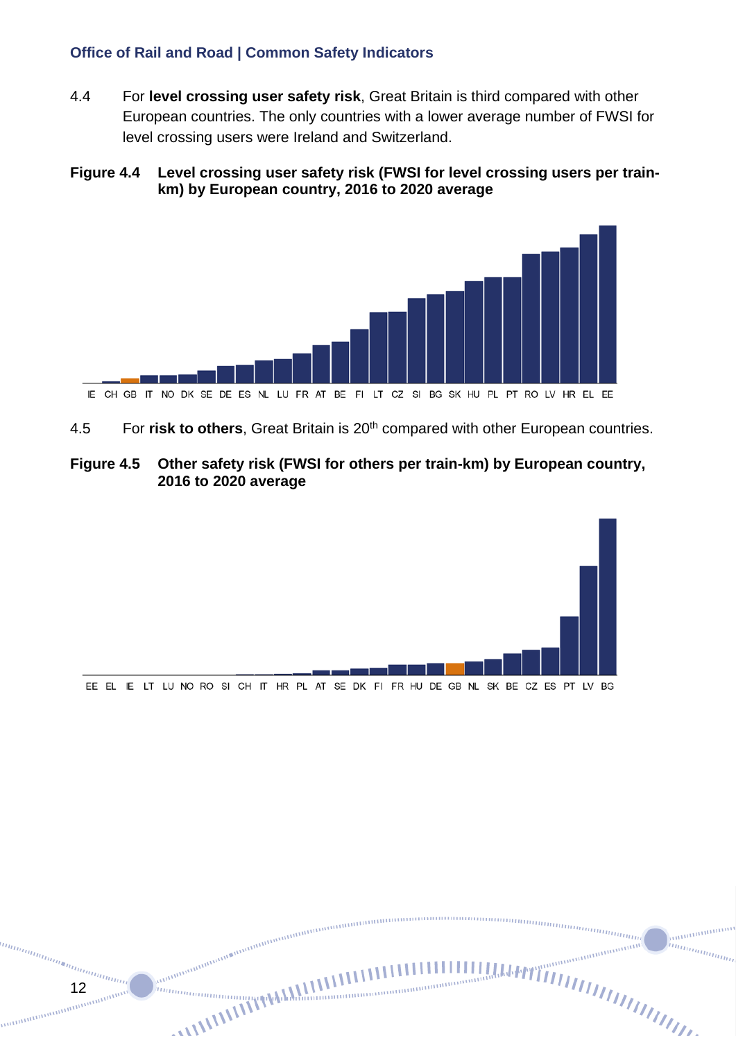4.4 For **level crossing user safety risk**, Great Britain is third compared with other European countries. The only countries with a lower average number of FWSI for level crossing users were Ireland and Switzerland.

**Figure 4.4 Level crossing user safety risk (FWSI for level crossing users per train-km) by European country, 2016 to 2020 average**

IE CH GB IT NO DK SE DE ES NL LU FR AT BE FI LT CZ SI BG SK HU PL PT RO LV HR EL EE

4.5 For **risk to others**, Great Britain is 20th compared with other European countries.

**Figure 4.5 Other safety risk (FWSI for others per train-km) by European country, 2016 to 2020 average**

EE EL IE LT LU NO RO SI CH IT HR PL AT SE DK FI FR HU DE GB NL SK BE CZ ES PT LV BG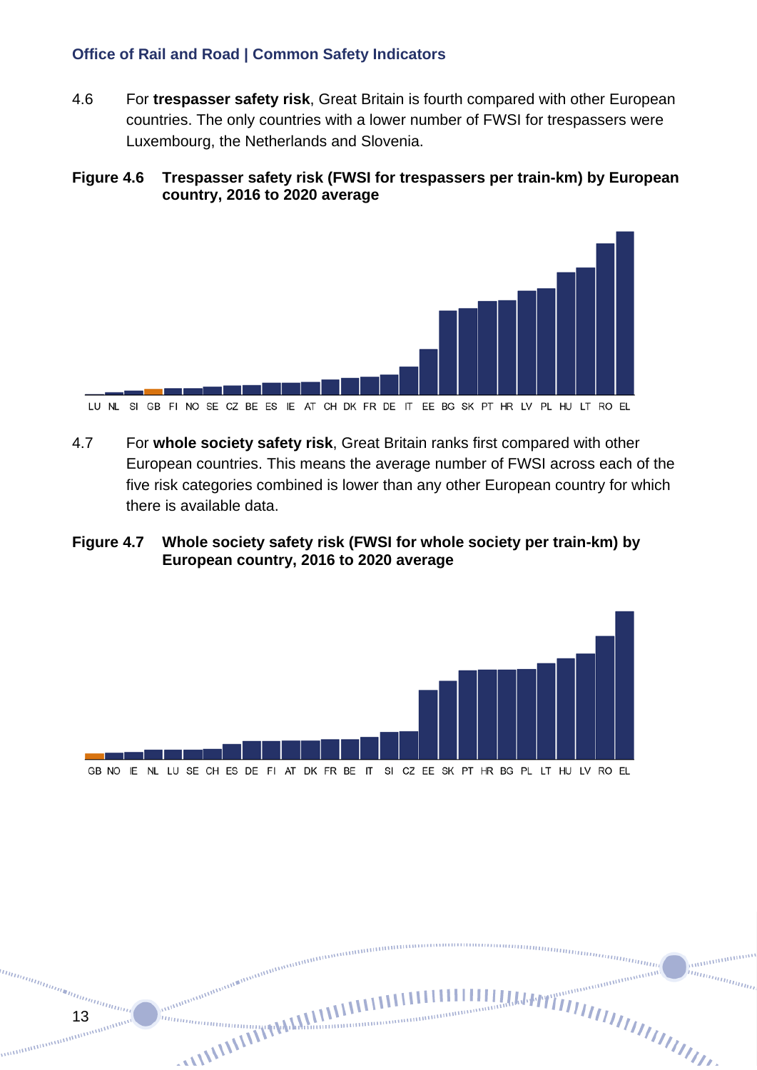4.6 For **trespasser safety risk**, Great Britain is fourth compared with other European countries. The only countries with a lower number of FWSI for trespassers were Luxembourg, the Netherlands and Slovenia.

**Figure 4.6 Trespasser safety risk (FWSI for trespassers per train-km) by European country, 2016 to 2020 average**

LU NL SI GB FI NO SE CZ BE ES IE AT CH DK FR DE IT EE BG SK PT HR LV PL HU LT RO EL

4.7 For **whole society safety risk**, Great Britain ranks first compared with other European countries. This means the average number of FWSI across each of the five risk categories combined is lower than any other European country for which there is available data.

**Figure 4.7 Whole society safety risk (FWSI for whole society per train-km) by European country, 2016 to 2020 average**

GB NO IE NL LU SE CH ES DE FI AT DK FR BE IT SI CZ EE SK PT HR BG PL LT HU LV RO EL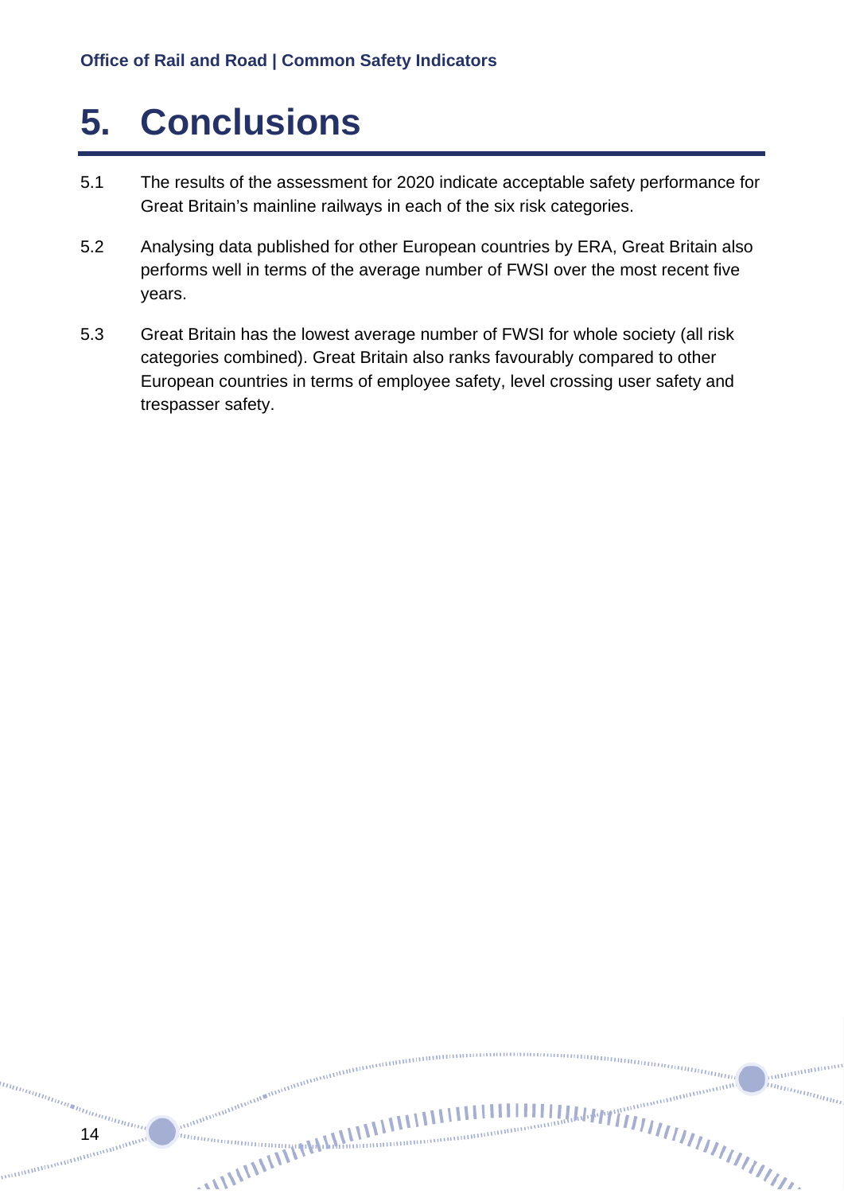# 5. Conclusions

5.1 The results of the assessment for 2020 indicate acceptable safety performance for Great Britain's mainline railways in each of the six risk categories.

5.2 Analysing data published for other European countries by ERA, Great Britain also performs well in terms of the average number of FWSI over the most recent five years.

5.3 Great Britain has the lowest average number of FWSI for whole society (all risk categories combined). Great Britain also ranks favourably compared to other European countries in terms of employee safety, level crossing user safety and trespasser safety.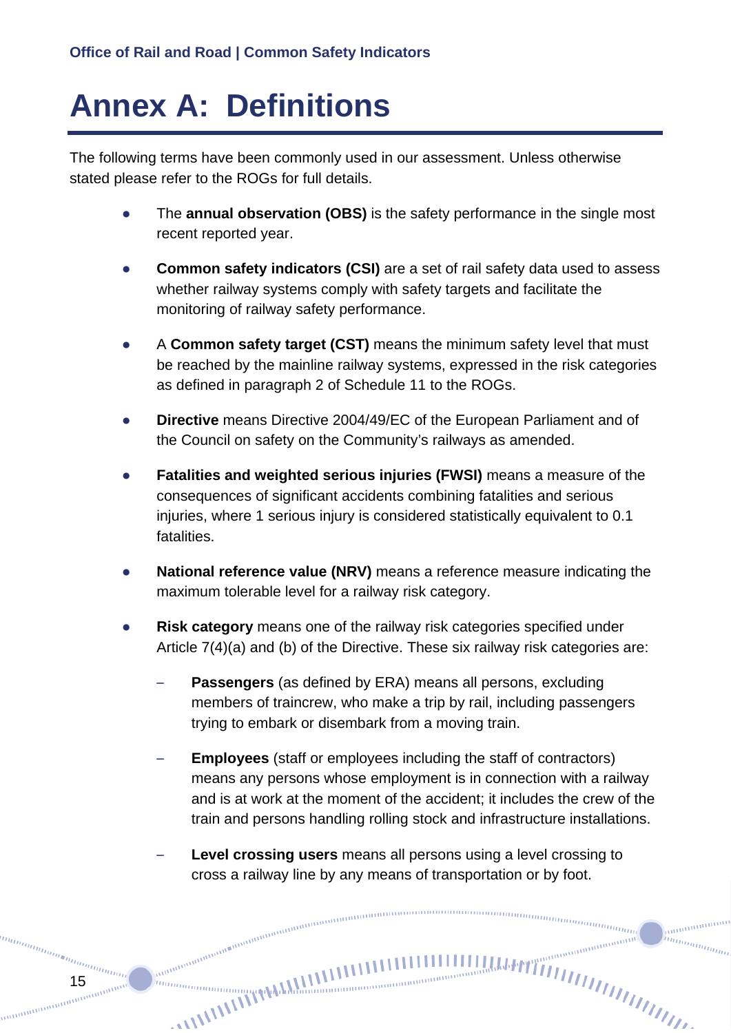# Annex A: Definitions

The following terms have been commonly used in our assessment. Unless otherwise stated please refer to the ROGs for full details.

- The **annual observation (OBS)** is the safety performance in the single most recent reported year.
- **Common safety indicators (CSI)** are a set of rail safety data used to assess whether railway systems comply with safety targets and facilitate the monitoring of railway safety performance.
- A **Common safety target (CST)** means the minimum safety level that must be reached by the mainline railway systems, expressed in the risk categories as defined in paragraph 2 of Schedule 11 to the ROGs.
- **Directive** means Directive 2004/49/EC of the European Parliament and of the Council on safety on the Community's railways as amended.
- **Fatalities and weighted serious injuries (FWSI)** means a measure of the consequences of significant accidents combining fatalities and serious injuries, where 1 serious injury is considered statistically equivalent to 0.1 fatalities.
- **National reference value (NRV)** means a reference measure indicating the maximum tolerable level for a railway risk category.
- **Risk category** means one of the railway risk categories specified under Article 7(4)(a) and (b) of the Directive. These six railway risk categories are:
  - **Passengers** (as defined by ERA) means all persons, excluding members of traincrew, who make a trip by rail, including passengers trying to embark or disembark from a moving train.
  - **Employees** (staff or employees including the staff of contractors) means any persons whose employment is in connection with a railway and is at work at the moment of the accident; it includes the crew of the train and persons handling rolling stock and infrastructure installations.
  - **Level crossing users** means all persons using a level crossing to cross a railway line by any means of transportation or by foot.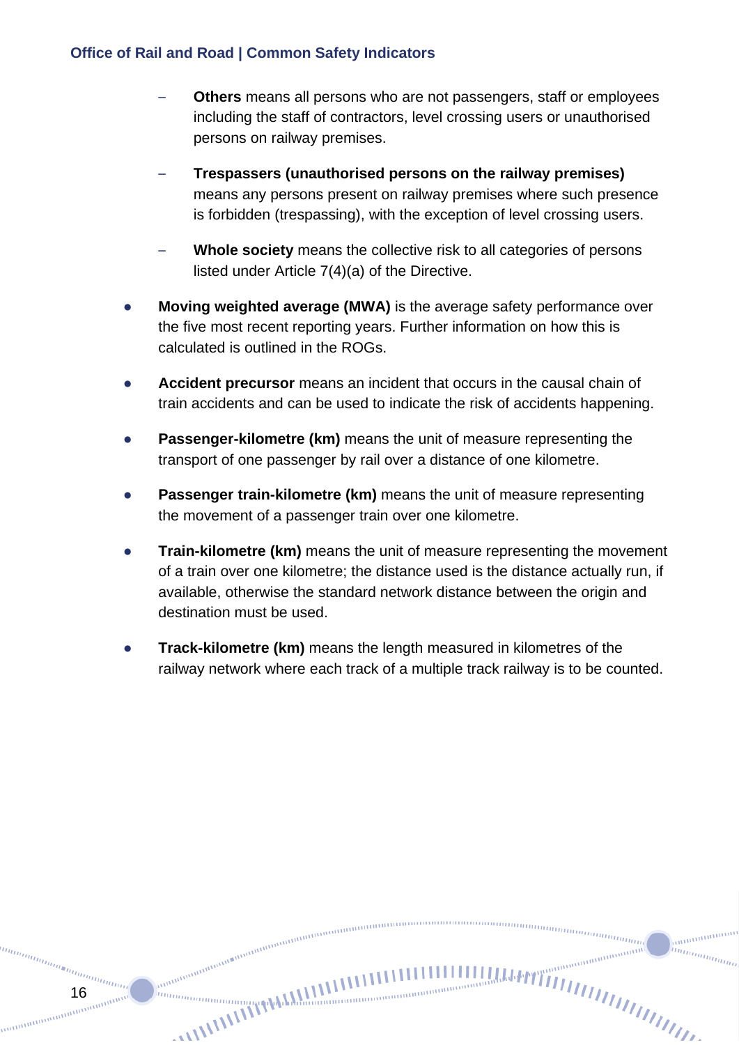- **Others** means all persons who are not passengers, staff or employees including the staff of contractors, level crossing users or unauthorised persons on railway premises.
  - **Trespassers (unauthorised persons on the railway premises)** means any persons present on railway premises where such presence is forbidden (trespassing), with the exception of level crossing users.
  - **Whole society** means the collective risk to all categories of persons listed under Article 7(4)(a) of the Directive.
- **Moving weighted average (MWA)** is the average safety performance over the five most recent reporting years. Further information on how this is calculated is outlined in the ROGs.
- **Accident precursor** means an incident that occurs in the causal chain of train accidents and can be used to indicate the risk of accidents happening.
- **Passenger-kilometre (km)** means the unit of measure representing the transport of one passenger by rail over a distance of one kilometre.
- **Passenger train-kilometre (km)** means the unit of measure representing the movement of a passenger train over one kilometre.
- **Train-kilometre (km)** means the unit of measure representing the movement of a train over one kilometre; the distance used is the distance actually run, if available, otherwise the standard network distance between the origin and destination must be used.
- **Track-kilometre (km)** means the length measured in kilometres of the railway network where each track of a multiple track railway is to be counted.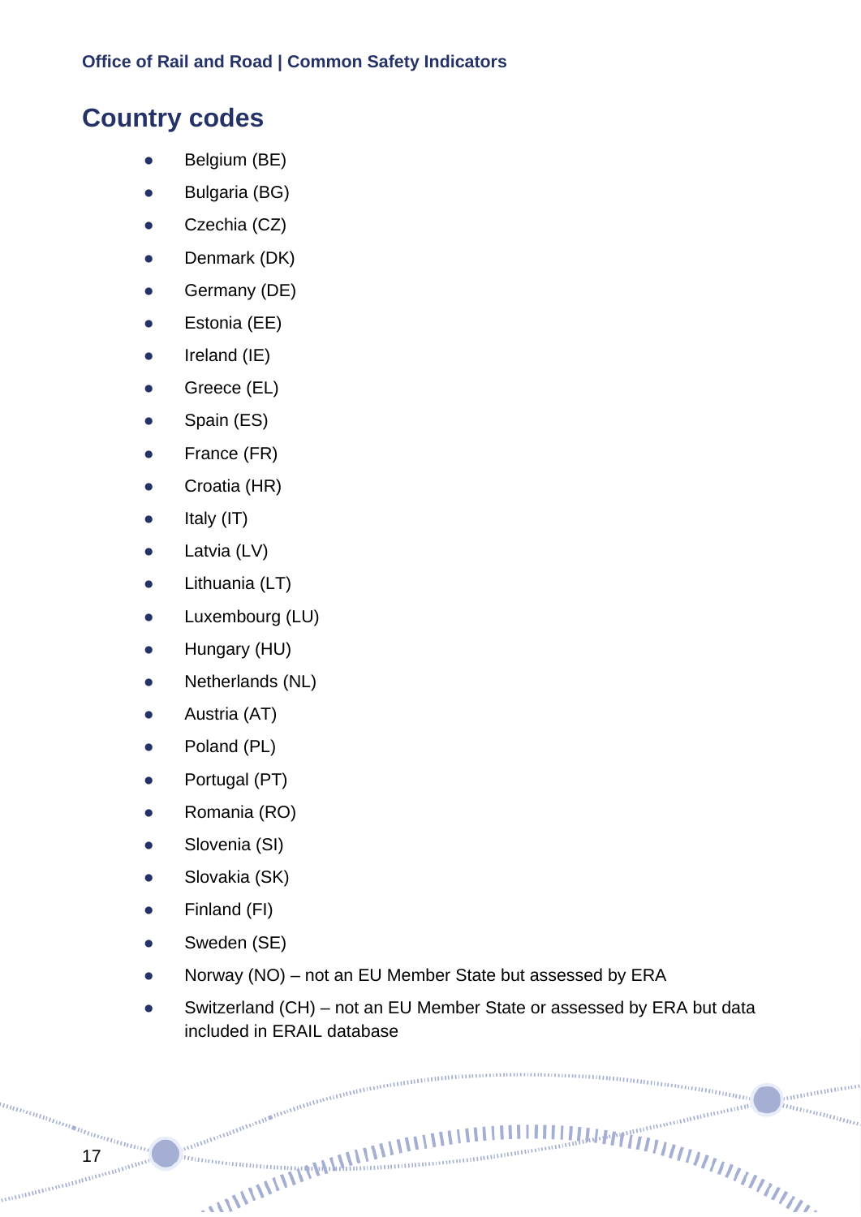## Country codes

- Belgium (BE)
- Bulgaria (BG)
- Czechia (CZ)
- Denmark (DK)
- Germany (DE)
- Estonia (EE)
- Ireland (IE)
- Greece (EL)
- Spain (ES)
- France (FR)
- Croatia (HR)
- Italy (IT)
- Latvia (LV)
- Lithuania (LT)
- Luxembourg (LU)
- Hungary (HU)
- Netherlands (NL)
- Austria (AT)
- Poland (PL)
- Portugal (PT)
- Romania (RO)
- Slovenia (SI)
- Slovakia (SK)
- Finland (FI)
- Sweden (SE)
- Norway (NO) – not an EU Member State but assessed by ERA
- Switzerland (CH) – not an EU Member State or assessed by ERA but data included in ERAIL database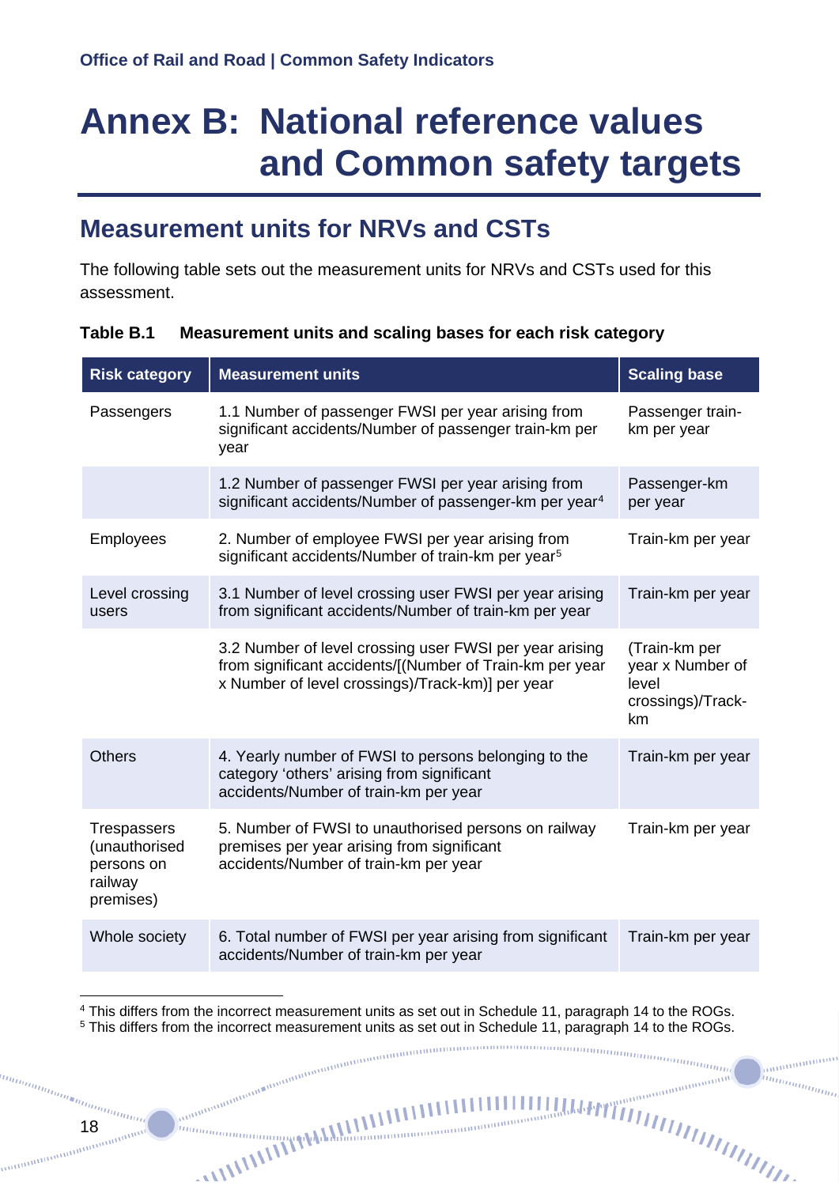# Annex B: National reference values and Common safety targets

## Measurement units for NRVs and CSTs

The following table sets out the measurement units for NRVs and CSTs used for this assessment.

**Table B.1 Measurement units and scaling bases for each risk category**

| Risk category | Measurement units | Scaling base |
|---|---|---|
| Passengers | 1.1 Number of passenger FWSI per year arising from significant accidents/Number of passenger train-km per year | Passenger train-km per year |
| | 1.2 Number of passenger FWSI per year arising from significant accidents/Number of passenger-km per year[4] | Passenger-km per year |
| Employees | 2. Number of employee FWSI per year arising from significant accidents/Number of train-km per year[5] | Train-km per year |
| Level crossing users | 3.1 Number of level crossing user FWSI per year arising from significant accidents/Number of train-km per year | Train-km per year |
| | 3.2 Number of level crossing user FWSI per year arising from significant accidents/[(Number of Train-km per year x Number of level crossings)/Track-km)] per year | (Train-km per year x Number of level crossings)/Track-km |
| Others | 4. Yearly number of FWSI to persons belonging to the category 'others' arising from significant accidents/Number of train-km per year | Train-km per year |
| Trespassers (unauthorised persons on railway premises) | 5. Number of FWSI to unauthorised persons on railway premises per year arising from significant accidents/Number of train-km per year | Train-km per year |
| Whole society | 6. Total number of FWSI per year arising from significant accidents/Number of train-km per year | Train-km per year |

[4] This differs from the incorrect measurement units as set out in Schedule 11, paragraph 14 to the ROGs.

[5] This differs from the incorrect measurement units as set out in Schedule 11, paragraph 14 to the ROGs.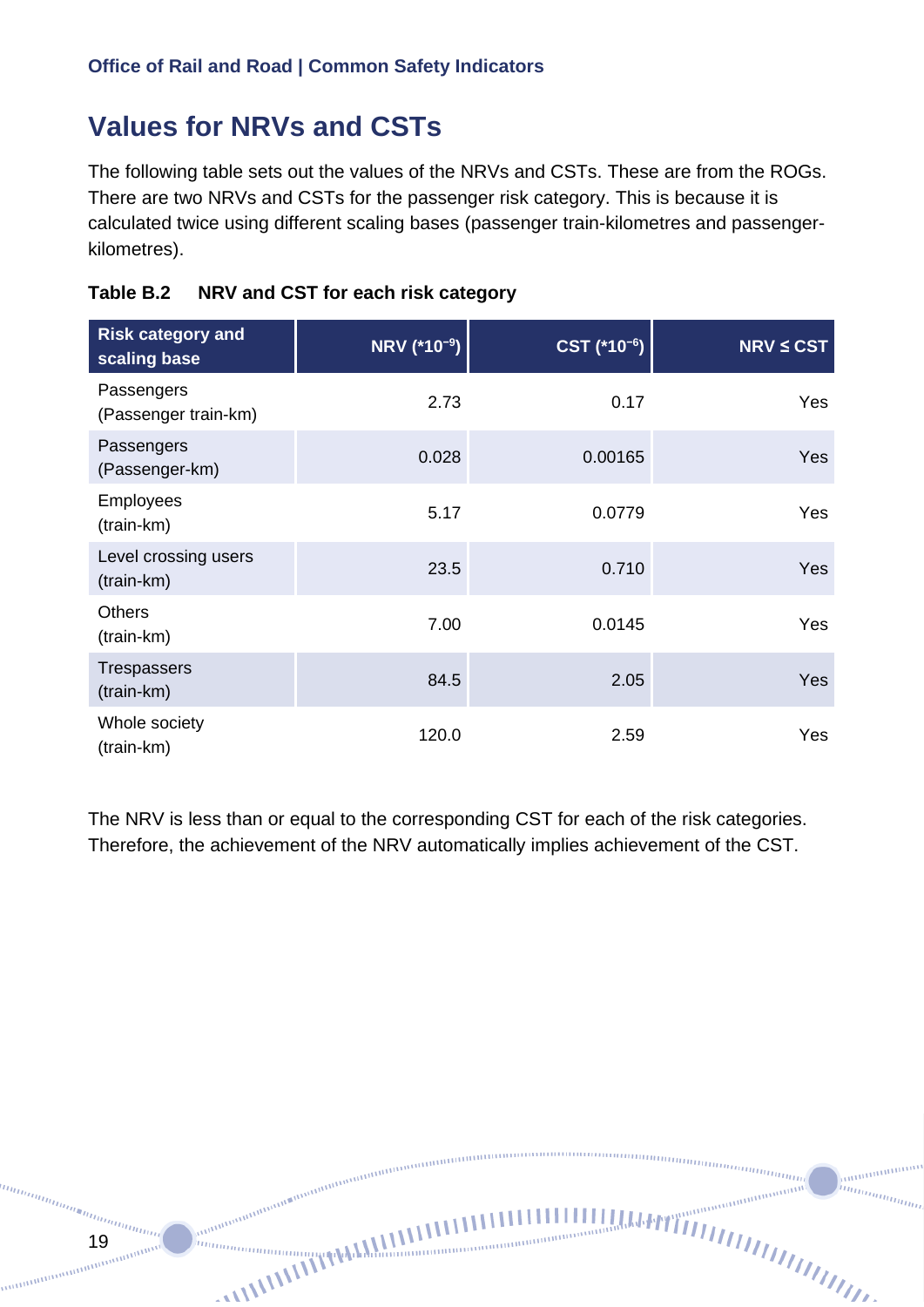## Values for NRVs and CSTs

The following table sets out the values of the NRVs and CSTs. These are from the ROGs. There are two NRVs and CSTs for the passenger risk category. This is because it is calculated twice using different scaling bases (passenger train-kilometres and passenger-kilometres).

**Table B.2 NRV and CST for each risk category**

| Risk category and scaling base | NRV ($*10^{-9}$) | CST ($*10^{-6}$) | NRV ≤ CST |
|---|---|---|---|
| Passengers (Passenger train-km) | 2.73 | 0.17 | Yes |
| Passengers (Passenger-km) | 0.028 | 0.00165 | Yes |
| Employees (train-km) | 5.17 | 0.0779 | Yes |
| Level crossing users (train-km) | 23.5 | 0.710 | Yes |
| Others (train-km) | 7.00 | 0.0145 | Yes |
| Trespassers (train-km) | 84.5 | 2.05 | Yes |
| Whole society (train-km) | 120.0 | 2.59 | Yes |

The NRV is less than or equal to the corresponding CST for each of the risk categories. Therefore, the achievement of the NRV automatically implies achievement of the CST.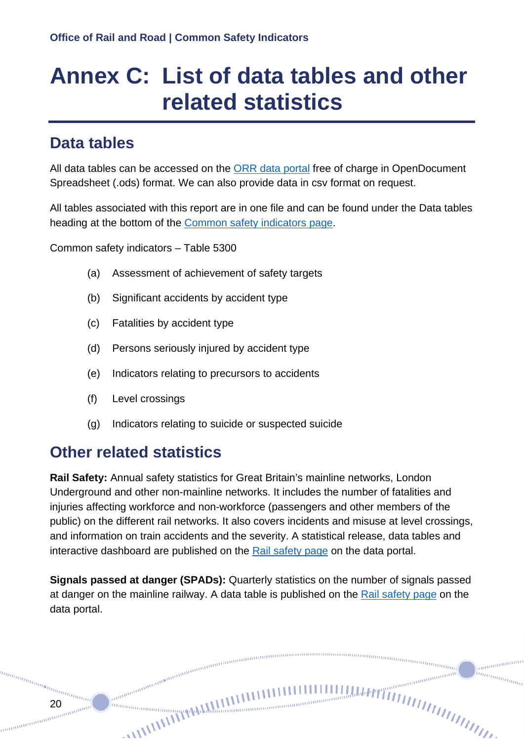# Annex C: List of data tables and other related statistics

## Data tables

All data tables can be accessed on the ORR data portal free of charge in OpenDocument Spreadsheet (.ods) format. We can also provide data in csv format on request.

All tables associated with this report are in one file and can be found under the Data tables heading at the bottom of the Common safety indicators page.

Common safety indicators – Table 5300

- (a) Assessment of achievement of safety targets
- (b) Significant accidents by accident type
- (c) Fatalities by accident type
- (d) Persons seriously injured by accident type
- (e) Indicators relating to precursors to accidents
- (f) Level crossings
- (g) Indicators relating to suicide or suspected suicide

## Other related statistics

**Rail Safety:** Annual safety statistics for Great Britain's mainline networks, London Underground and other non-mainline networks. It includes the number of fatalities and injuries affecting workforce and non-workforce (passengers and other members of the public) on the different rail networks. It also covers incidents and misuse at level crossings, and information on train accidents and the severity. A statistical release, data tables and interactive dashboard are published on the Rail safety page on the data portal.

**Signals passed at danger (SPADs):** Quarterly statistics on the number of signals passed at danger on the mainline railway. A data table is published on the Rail safety page on the data portal.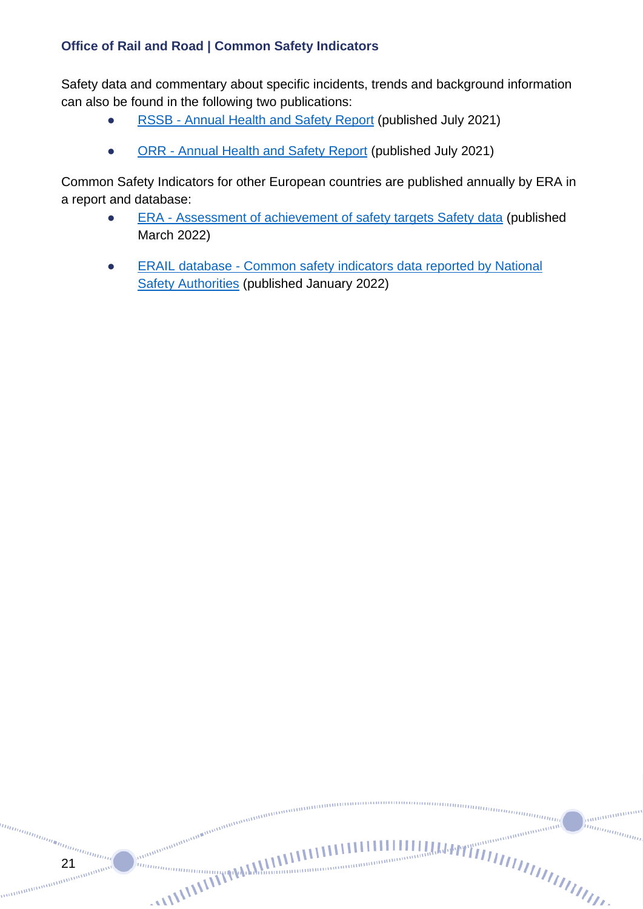Safety data and commentary about specific incidents, trends and background information can also be found in the following two publications:

- RSSB - Annual Health and Safety Report (published July 2021)
- ORR - Annual Health and Safety Report (published July 2021)

Common Safety Indicators for other European countries are published annually by ERA in a report and database:

- ERA - Assessment of achievement of safety targets Safety data (published March 2022)
- ERAIL database - Common safety indicators data reported by National Safety Authorities (published January 2022)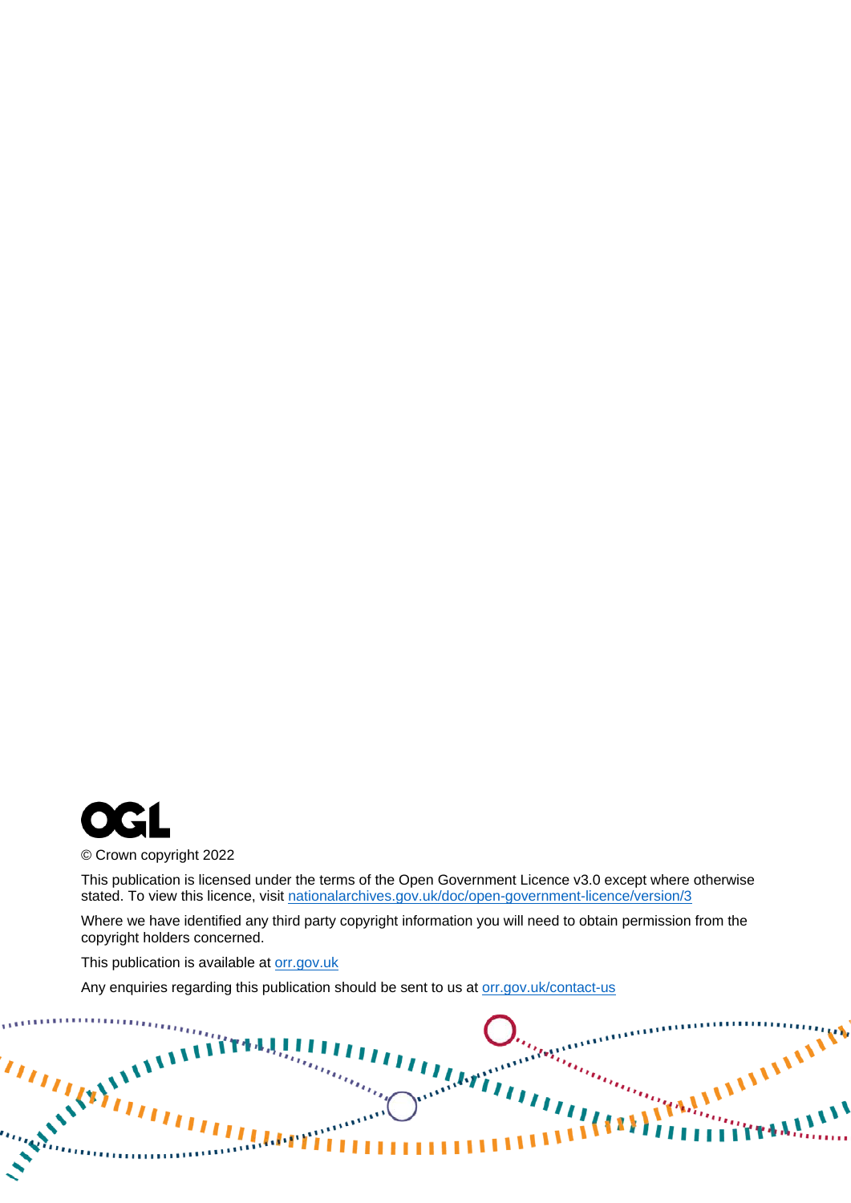© Crown copyright 2022

This publication is licensed under the terms of the Open Government Licence v3.0 except where otherwise stated. To view this licence, visit nationalarchives.gov.uk/doc/open-government-licence/version/3

Where we have identified any third party copyright information you will need to obtain permission from the copyright holders concerned.

This publication is available at orr.gov.uk

Any enquiries regarding this publication should be sent to us at orr.gov.uk/contact-us